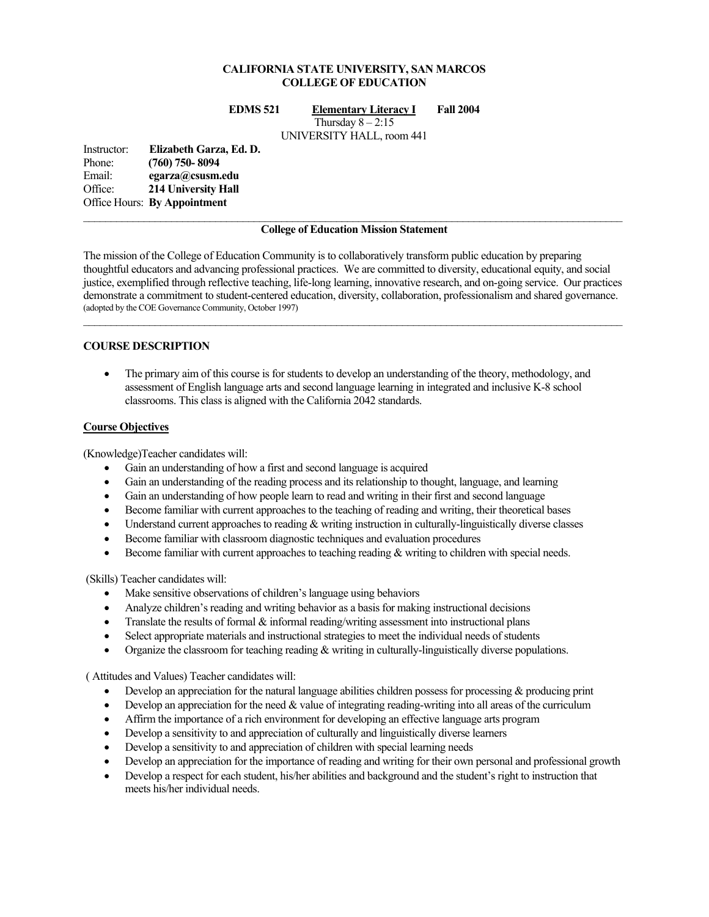**CALIFORNIA STATE UNIVERSITY, SAN MARCOS**
**COLLEGE OF EDUCATION**

**EDMS 521** **Elementary Literacy I** **Fall 2004**
Thursday 8 – 2:15
UNIVERSITY HALL, room 441

Instructor: **Elizabeth Garza, Ed. D.**
Phone: **(760) 750- 8094**
Email: **egarza@csusm.edu**
Office: **214 University Hall**
Office Hours: **By Appointment**

---

**College of Education Mission Statement**

The mission of the College of Education Community is to collaboratively transform public education by preparing thoughtful educators and advancing professional practices. We are committed to diversity, educational equity, and social justice, exemplified through reflective teaching, life-long learning, innovative research, and on-going service. Our practices demonstrate a commitment to student-centered education, diversity, collaboration, professionalism and shared governance. (adopted by the COE Governance Community, October 1997)

---

## COURSE DESCRIPTION

- The primary aim of this course is for students to develop an understanding of the theory, methodology, and assessment of English language arts and second language learning in integrated and inclusive K-8 school classrooms. This class is aligned with the California 2042 standards.

### Course Objectives

(Knowledge)Teacher candidates will:

- Gain an understanding of how a first and second language is acquired
- Gain an understanding of the reading process and its relationship to thought, language, and learning
- Gain an understanding of how people learn to read and writing in their first and second language
- Become familiar with current approaches to the teaching of reading and writing, their theoretical bases
- Understand current approaches to reading & writing instruction in culturally-linguistically diverse classes
- Become familiar with classroom diagnostic techniques and evaluation procedures
- Become familiar with current approaches to teaching reading & writing to children with special needs.

(Skills) Teacher candidates will:

- Make sensitive observations of children's language using behaviors
- Analyze children's reading and writing behavior as a basis for making instructional decisions
- Translate the results of formal & informal reading/writing assessment into instructional plans
- Select appropriate materials and instructional strategies to meet the individual needs of students
- Organize the classroom for teaching reading & writing in culturally-linguistically diverse populations.

( Attitudes and Values) Teacher candidates will:

- Develop an appreciation for the natural language abilities children possess for processing & producing print
- Develop an appreciation for the need & value of integrating reading-writing into all areas of the curriculum
- Affirm the importance of a rich environment for developing an effective language arts program
- Develop a sensitivity to and appreciation of culturally and linguistically diverse learners
- Develop a sensitivity to and appreciation of children with special learning needs
- Develop an appreciation for the importance of reading and writing for their own personal and professional growth
- Develop a respect for each student, his/her abilities and background and the student's right to instruction that meets his/her individual needs.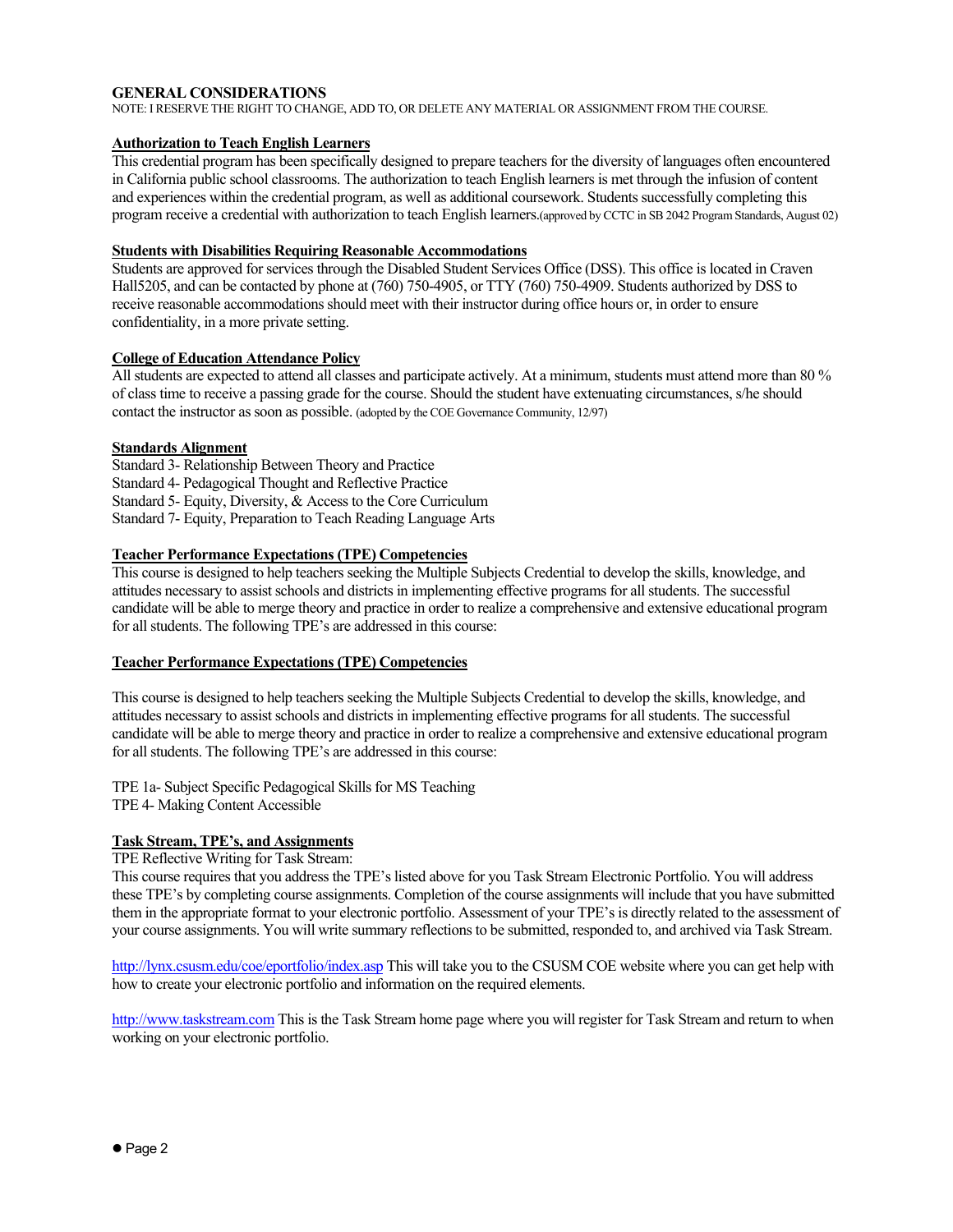### GENERAL CONSIDERATIONS

NOTE: I RESERVE THE RIGHT TO CHANGE, ADD TO, OR DELETE ANY MATERIAL OR ASSIGNMENT FROM THE COURSE.

**Authorization to Teach English Learners**

This credential program has been specifically designed to prepare teachers for the diversity of languages often encountered in California public school classrooms. The authorization to teach English learners is met through the infusion of content and experiences within the credential program, as well as additional coursework. Students successfully completing this program receive a credential with authorization to teach English learners.(approved by CCTC in SB 2042 Program Standards, August 02)

**Students with Disabilities Requiring Reasonable Accommodations**

Students are approved for services through the Disabled Student Services Office (DSS). This office is located in Craven Hall5205, and can be contacted by phone at (760) 750-4905, or TTY (760) 750-4909. Students authorized by DSS to receive reasonable accommodations should meet with their instructor during office hours or, in order to ensure confidentiality, in a more private setting.

**College of Education Attendance Policy**

All students are expected to attend all classes and participate actively. At a minimum, students must attend more than 80 % of class time to receive a passing grade for the course. Should the student have extenuating circumstances, s/he should contact the instructor as soon as possible. (adopted by the COE Governance Community, 12/97)

**Standards Alignment**

Standard 3- Relationship Between Theory and Practice
Standard 4- Pedagogical Thought and Reflective Practice
Standard 5- Equity, Diversity, & Access to the Core Curriculum
Standard 7- Equity, Preparation to Teach Reading Language Arts

**Teacher Performance Expectations (TPE) Competencies**

This course is designed to help teachers seeking the Multiple Subjects Credential to develop the skills, knowledge, and attitudes necessary to assist schools and districts in implementing effective programs for all students. The successful candidate will be able to merge theory and practice in order to realize a comprehensive and extensive educational program for all students. The following TPE's are addressed in this course:

**Teacher Performance Expectations (TPE) Competencies**

This course is designed to help teachers seeking the Multiple Subjects Credential to develop the skills, knowledge, and attitudes necessary to assist schools and districts in implementing effective programs for all students. The successful candidate will be able to merge theory and practice in order to realize a comprehensive and extensive educational program for all students. The following TPE's are addressed in this course:

TPE 1a- Subject Specific Pedagogical Skills for MS Teaching
TPE 4- Making Content Accessible

**Task Stream, TPE's, and Assignments**

TPE Reflective Writing for Task Stream:
This course requires that you address the TPE's listed above for you Task Stream Electronic Portfolio. You will address these TPE's by completing course assignments. Completion of the course assignments will include that you have submitted them in the appropriate format to your electronic portfolio. Assessment of your TPE's is directly related to the assessment of your course assignments. You will write summary reflections to be submitted, responded to, and archived via Task Stream.

http://lynx.csusm.edu/coe/eportfolio/index.asp This will take you to the CSUSM COE website where you can get help with how to create your electronic portfolio and information on the required elements.

http://www.taskstream.com This is the Task Stream home page where you will register for Task Stream and return to when working on your electronic portfolio.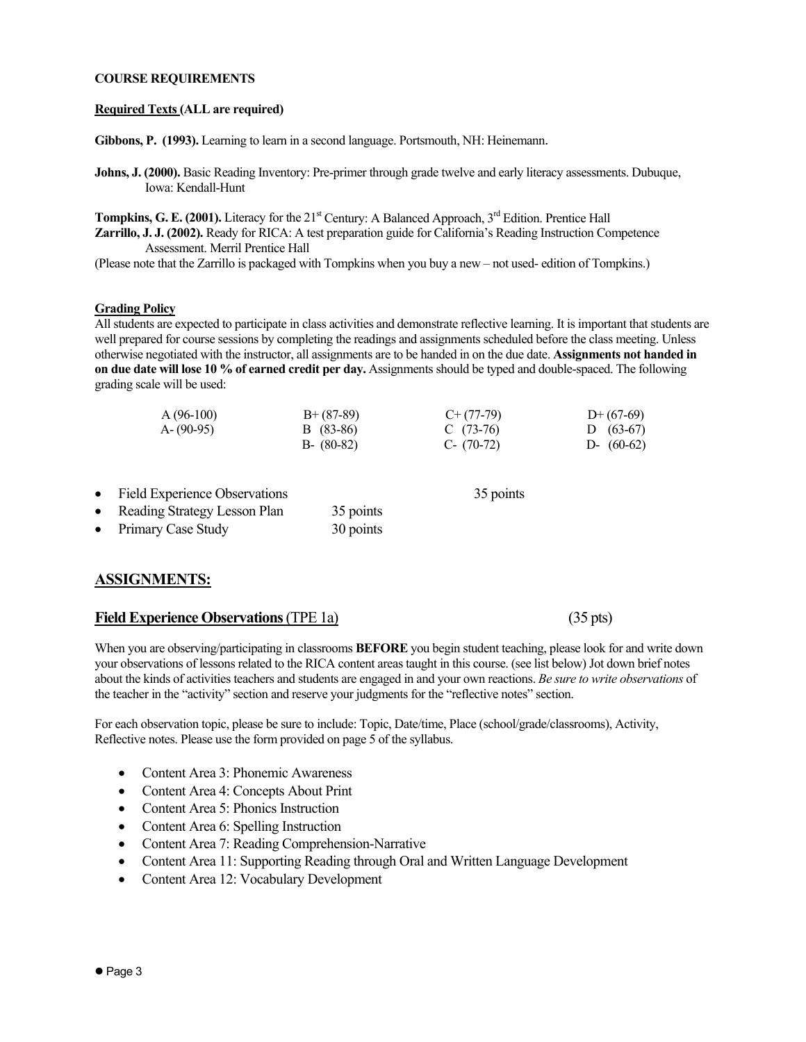**COURSE REQUIREMENTS**

**Required Texts (ALL are required)**

**Gibbons, P. (1993).** Learning to learn in a second language. Portsmouth, NH: Heinemann.

**Johns, J. (2000).** Basic Reading Inventory: Pre-primer through grade twelve and early literacy assessments. Dubuque, Iowa: Kendall-Hunt

**Tompkins, G. E. (2001).** Literacy for the 21st Century: A Balanced Approach, 3rd Edition. Prentice Hall

**Zarrillo, J. J. (2002).** Ready for RICA: A test preparation guide for California's Reading Instruction Competence Assessment. Merril Prentice Hall

(Please note that the Zarrillo is packaged with Tompkins when you buy a new – not used- edition of Tompkins.)

**Grading Policy**

All students are expected to participate in class activities and demonstrate reflective learning. It is important that students are well prepared for course sessions by completing the readings and assignments scheduled before the class meeting. Unless otherwise negotiated with the instructor, all assignments are to be handed in on the due date. **Assignments not handed in on due date will lose 10 % of earned credit per day.** Assignments should be typed and double-spaced. The following grading scale will be used:

| | | | |
|---|---|---|---|
| A (96-100) | B+ (87-89) | C+ (77-79) | D+ (67-69) |
| A- (90-95) | B (83-86) | C (73-76) | D (63-67) |
| | B- (80-82) | C- (70-72) | D- (60-62) |

- Field Experience Observations 35 points
- Reading Strategy Lesson Plan 35 points
- Primary Case Study 30 points

## ASSIGNMENTS:

### Field Experience Observations (TPE 1a) (35 pts)

When you are observing/participating in classrooms **BEFORE** you begin student teaching, please look for and write down your observations of lessons related to the RICA content areas taught in this course. (see list below) Jot down brief notes about the kinds of activities teachers and students are engaged in and your own reactions. *Be sure to write observations* of the teacher in the "activity" section and reserve your judgments for the "reflective notes" section.

For each observation topic, please be sure to include: Topic, Date/time, Place (school/grade/classrooms), Activity, Reflective notes. Please use the form provided on page 5 of the syllabus.

- Content Area 3: Phonemic Awareness
- Content Area 4: Concepts About Print
- Content Area 5: Phonics Instruction
- Content Area 6: Spelling Instruction
- Content Area 7: Reading Comprehension-Narrative
- Content Area 11: Supporting Reading through Oral and Written Language Development
- Content Area 12: Vocabulary Development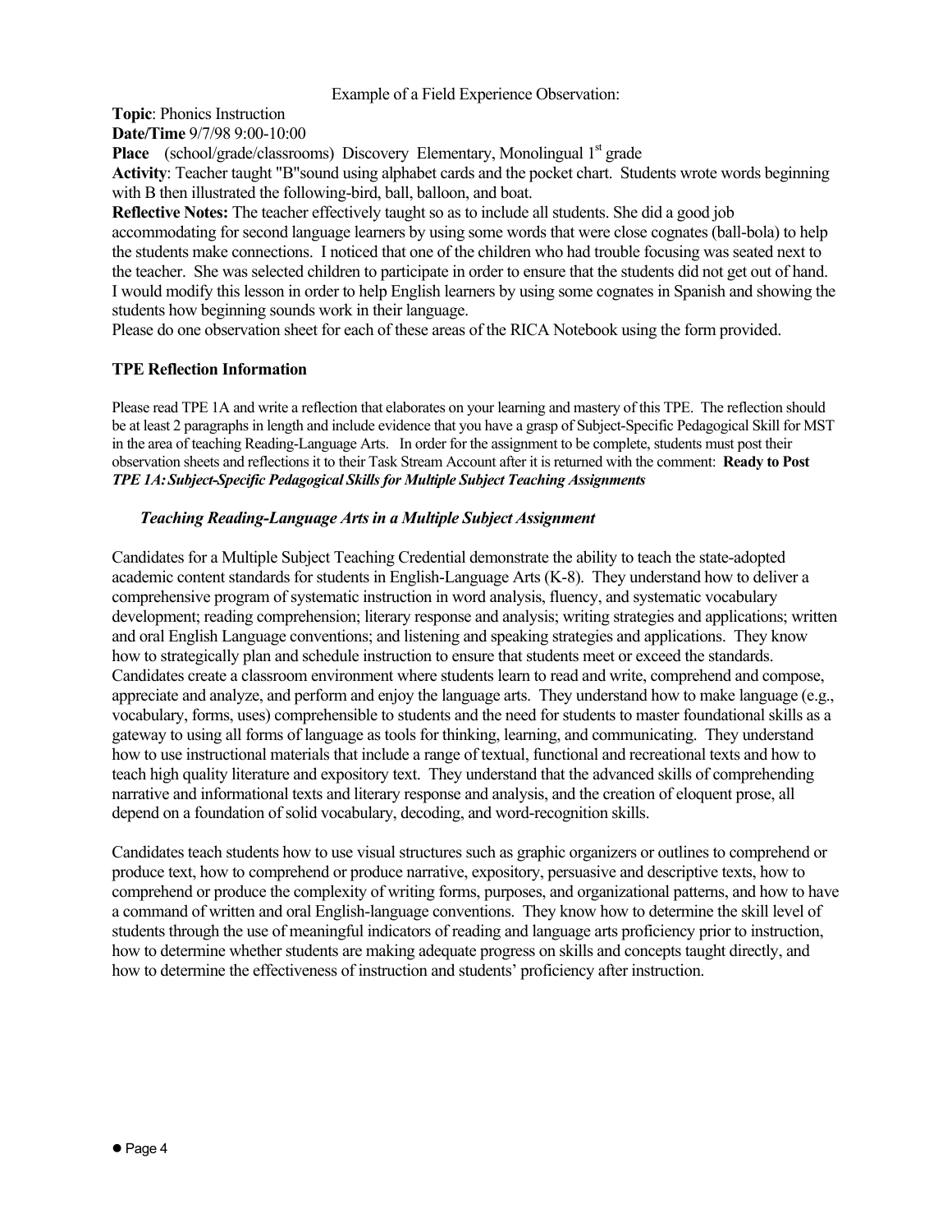Example of a Field Experience Observation:

**Topic**: Phonics Instruction
**Date/Time** 9/7/98 9:00-10:00
**Place** (school/grade/classrooms) Discovery Elementary, Monolingual 1st grade
**Activity**: Teacher taught "B"sound using alphabet cards and the pocket chart. Students wrote words beginning with B then illustrated the following-bird, ball, balloon, and boat.
**Reflective Notes:** The teacher effectively taught so as to include all students. She did a good job accommodating for second language learners by using some words that were close cognates (ball-bola) to help the students make connections. I noticed that one of the children who had trouble focusing was seated next to the teacher. She was selected children to participate in order to ensure that the students did not get out of hand. I would modify this lesson in order to help English learners by using some cognates in Spanish and showing the students how beginning sounds work in their language.
Please do one observation sheet for each of these areas of the RICA Notebook using the form provided.

**TPE Reflection Information**

Please read TPE 1A and write a reflection that elaborates on your learning and mastery of this TPE. The reflection should be at least 2 paragraphs in length and include evidence that you have a grasp of Subject-Specific Pedagogical Skill for MST in the area of teaching Reading-Language Arts. In order for the assignment to be complete, students must post their observation sheets and reflections it to their Task Stream Account after it is returned with the comment: **Ready to Post**
***TPE 1A: Subject-Specific Pedagogical Skills for Multiple Subject Teaching Assignments***

***Teaching Reading-Language Arts in a Multiple Subject Assignment***

Candidates for a Multiple Subject Teaching Credential demonstrate the ability to teach the state-adopted academic content standards for students in English-Language Arts (K-8). They understand how to deliver a comprehensive program of systematic instruction in word analysis, fluency, and systematic vocabulary development; reading comprehension; literary response and analysis; writing strategies and applications; written and oral English Language conventions; and listening and speaking strategies and applications. They know how to strategically plan and schedule instruction to ensure that students meet or exceed the standards. Candidates create a classroom environment where students learn to read and write, comprehend and compose, appreciate and analyze, and perform and enjoy the language arts. They understand how to make language (e.g., vocabulary, forms, uses) comprehensible to students and the need for students to master foundational skills as a gateway to using all forms of language as tools for thinking, learning, and communicating. They understand how to use instructional materials that include a range of textual, functional and recreational texts and how to teach high quality literature and expository text. They understand that the advanced skills of comprehending narrative and informational texts and literary response and analysis, and the creation of eloquent prose, all depend on a foundation of solid vocabulary, decoding, and word-recognition skills.

Candidates teach students how to use visual structures such as graphic organizers or outlines to comprehend or produce text, how to comprehend or produce narrative, expository, persuasive and descriptive texts, how to comprehend or produce the complexity of writing forms, purposes, and organizational patterns, and how to have a command of written and oral English-language conventions. They know how to determine the skill level of students through the use of meaningful indicators of reading and language arts proficiency prior to instruction, how to determine whether students are making adequate progress on skills and concepts taught directly, and how to determine the effectiveness of instruction and students' proficiency after instruction.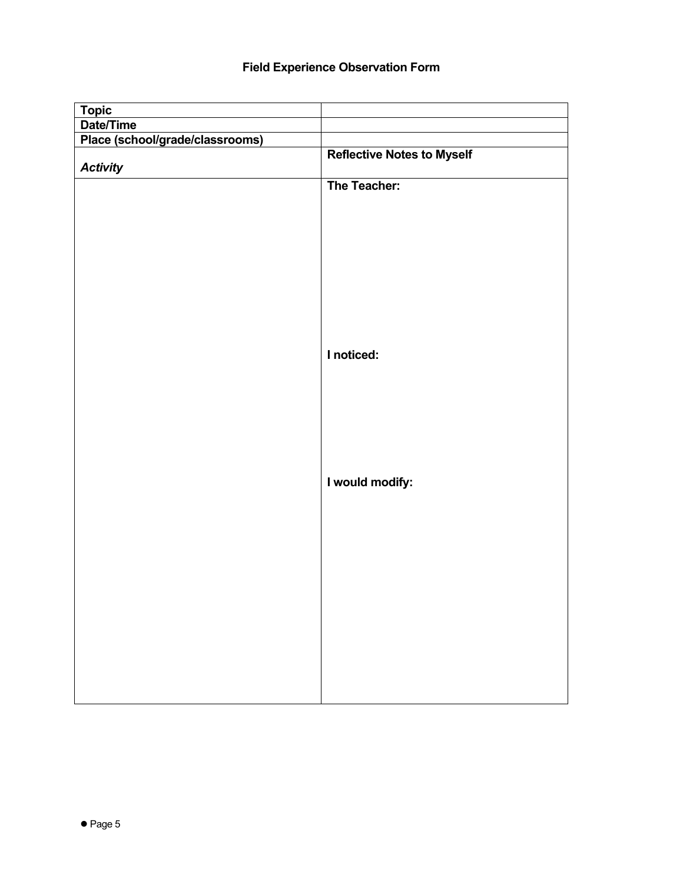### Field Experience Observation Form

| | |
|---|---|
| **Topic** | |
| **Date/Time** | |
| **Place (school/grade/classrooms)** | |
| ***Activity*** | **Reflective Notes to Myself** |
| | **The Teacher:**<br><br><br><br>**I noticed:**<br><br><br><br>**I would modify:** |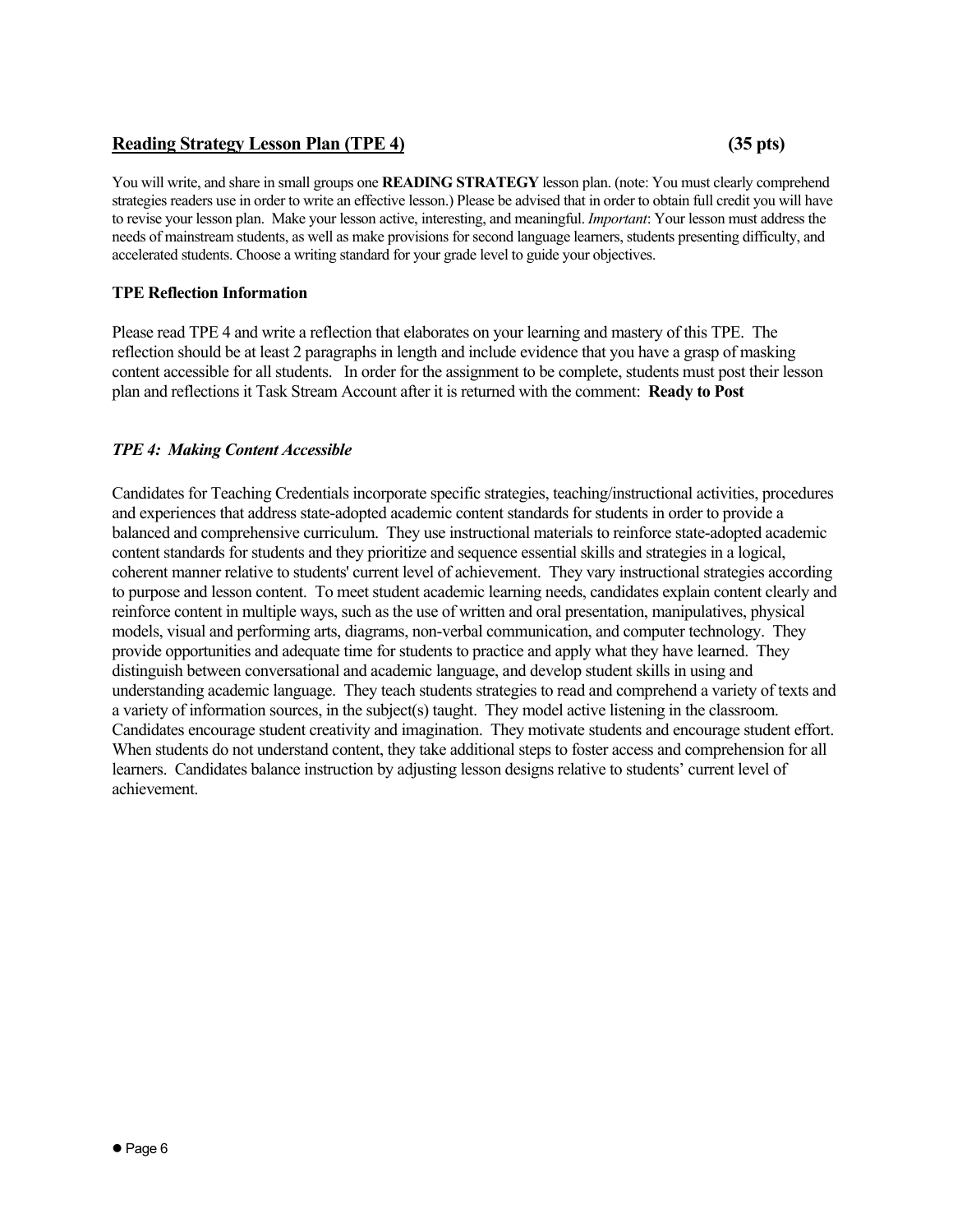## **Reading Strategy Lesson Plan (TPE 4)** **(35 pts)**

You will write, and share in small groups one **READING STRATEGY** lesson plan. (note: You must clearly comprehend strategies readers use in order to write an effective lesson.) Please be advised that in order to obtain full credit you will have to revise your lesson plan. Make your lesson active, interesting, and meaningful. *Important*: Your lesson must address the needs of mainstream students, as well as make provisions for second language learners, students presenting difficulty, and accelerated students. Choose a writing standard for your grade level to guide your objectives.

### TPE Reflection Information

Please read TPE 4 and write a reflection that elaborates on your learning and mastery of this TPE. The reflection should be at least 2 paragraphs in length and include evidence that you have a grasp of masking content accessible for all students. In order for the assignment to be complete, students must post their lesson plan and reflections it Task Stream Account after it is returned with the comment: **Ready to Post**

### *TPE 4: Making Content Accessible*

Candidates for Teaching Credentials incorporate specific strategies, teaching/instructional activities, procedures and experiences that address state-adopted academic content standards for students in order to provide a balanced and comprehensive curriculum. They use instructional materials to reinforce state-adopted academic content standards for students and they prioritize and sequence essential skills and strategies in a logical, coherent manner relative to students' current level of achievement. They vary instructional strategies according to purpose and lesson content. To meet student academic learning needs, candidates explain content clearly and reinforce content in multiple ways, such as the use of written and oral presentation, manipulatives, physical models, visual and performing arts, diagrams, non-verbal communication, and computer technology. They provide opportunities and adequate time for students to practice and apply what they have learned. They distinguish between conversational and academic language, and develop student skills in using and understanding academic language. They teach students strategies to read and comprehend a variety of texts and a variety of information sources, in the subject(s) taught. They model active listening in the classroom. Candidates encourage student creativity and imagination. They motivate students and encourage student effort. When students do not understand content, they take additional steps to foster access and comprehension for all learners. Candidates balance instruction by adjusting lesson designs relative to students' current level of achievement.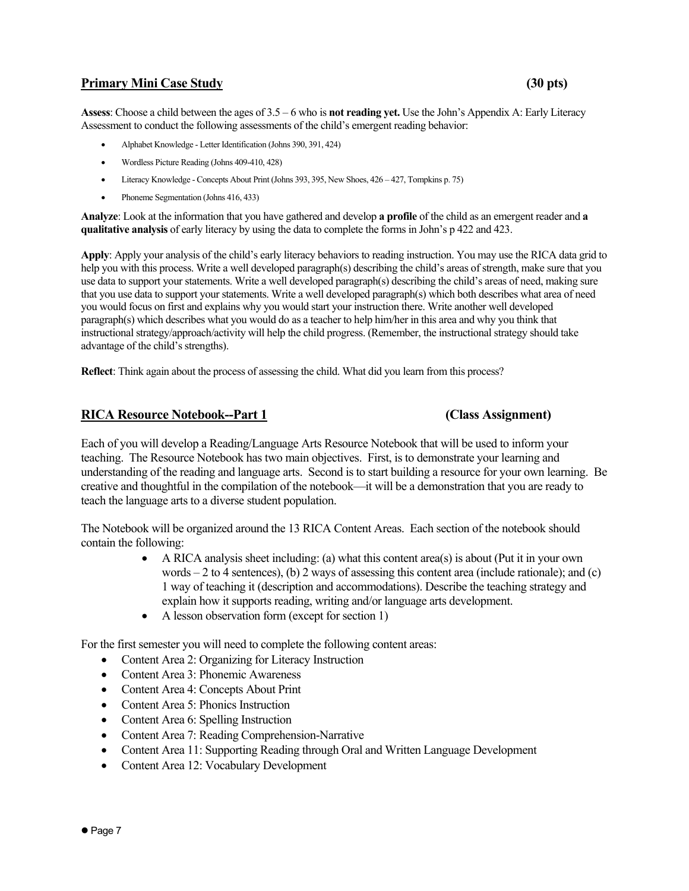## Primary Mini Case Study (30 pts)

**Assess**: Choose a child between the ages of 3.5 – 6 who is **not reading yet.** Use the John's Appendix A: Early Literacy Assessment to conduct the following assessments of the child's emergent reading behavior:

- Alphabet Knowledge - Letter Identification (Johns 390, 391, 424)
- Wordless Picture Reading (Johns 409-410, 428)
- Literacy Knowledge - Concepts About Print (Johns 393, 395, New Shoes, 426 – 427, Tompkins p. 75)
- Phoneme Segmentation (Johns 416, 433)

**Analyze**: Look at the information that you have gathered and develop **a profile** of the child as an emergent reader and **a qualitative analysis** of early literacy by using the data to complete the forms in John's p 422 and 423.

**Apply**: Apply your analysis of the child's early literacy behaviors to reading instruction. You may use the RICA data grid to help you with this process. Write a well developed paragraph(s) describing the child's areas of strength, make sure that you use data to support your statements. Write a well developed paragraph(s) describing the child's areas of need, making sure that you use data to support your statements. Write a well developed paragraph(s) which both describes what area of need you would focus on first and explains why you would start your instruction there. Write another well developed paragraph(s) which describes what you would do as a teacher to help him/her in this area and why you think that instructional strategy/approach/activity will help the child progress. (Remember, the instructional strategy should take advantage of the child's strengths).

**Reflect**: Think again about the process of assessing the child. What did you learn from this process?

## RICA Resource Notebook--Part 1 (Class Assignment)

Each of you will develop a Reading/Language Arts Resource Notebook that will be used to inform your teaching. The Resource Notebook has two main objectives. First, is to demonstrate your learning and understanding of the reading and language arts. Second is to start building a resource for your own learning. Be creative and thoughtful in the compilation of the notebook—it will be a demonstration that you are ready to teach the language arts to a diverse student population.

The Notebook will be organized around the 13 RICA Content Areas. Each section of the notebook should contain the following:

- A RICA analysis sheet including: (a) what this content area(s) is about (Put it in your own words – 2 to 4 sentences), (b) 2 ways of assessing this content area (include rationale); and (c) 1 way of teaching it (description and accommodations). Describe the teaching strategy and explain how it supports reading, writing and/or language arts development.
- A lesson observation form (except for section 1)

For the first semester you will need to complete the following content areas:

- Content Area 2: Organizing for Literacy Instruction
- Content Area 3: Phonemic Awareness
- Content Area 4: Concepts About Print
- Content Area 5: Phonics Instruction
- Content Area 6: Spelling Instruction
- Content Area 7: Reading Comprehension-Narrative
- Content Area 11: Supporting Reading through Oral and Written Language Development
- Content Area 12: Vocabulary Development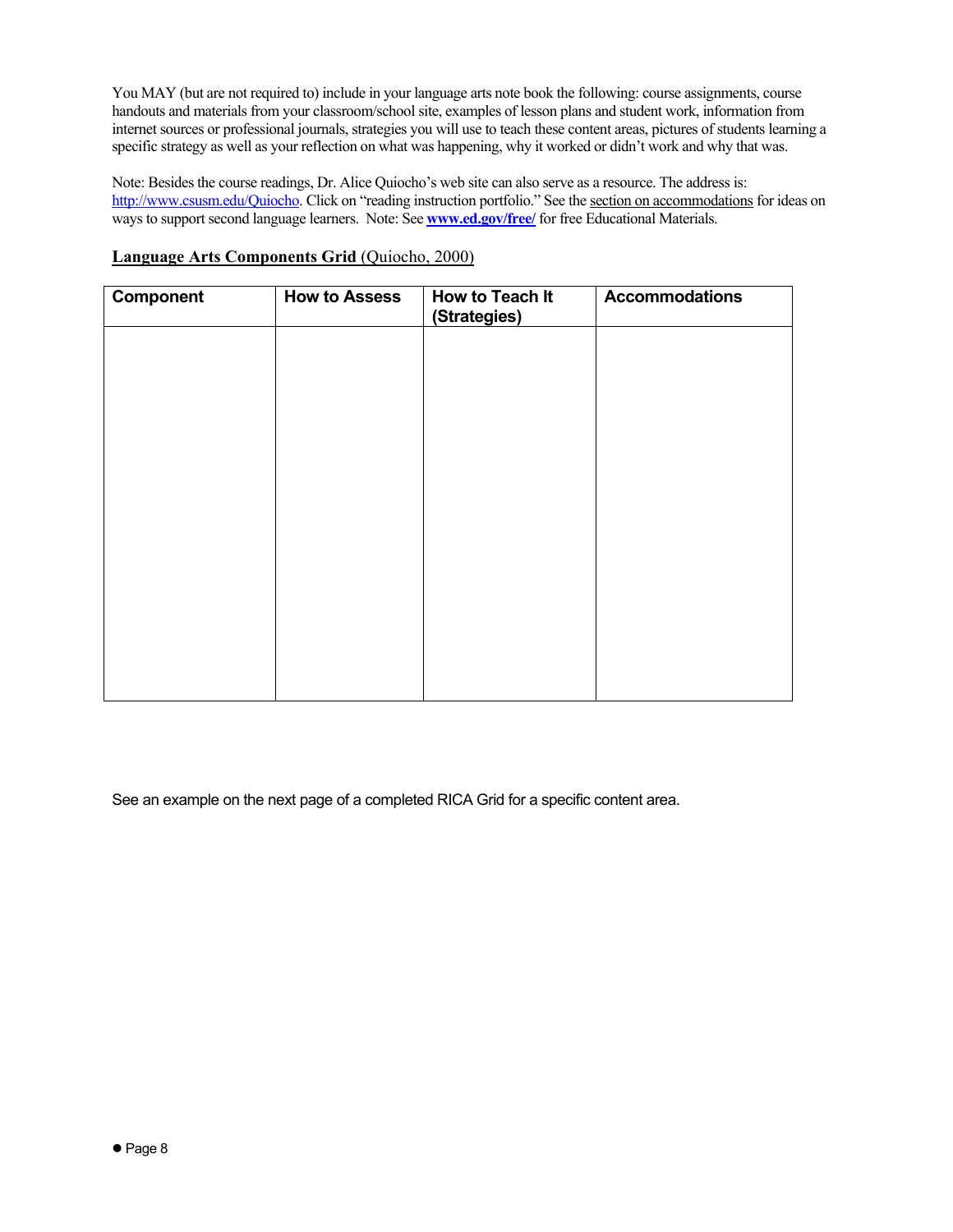You MAY (but are not required to) include in your language arts note book the following: course assignments, course handouts and materials from your classroom/school site, examples of lesson plans and student work, information from internet sources or professional journals, strategies you will use to teach these content areas, pictures of students learning a specific strategy as well as your reflection on what was happening, why it worked or didn't work and why that was.

Note: Besides the course readings, Dr. Alice Quiocho's web site can also serve as a resource. The address is: http://www.csusm.edu/Quiocho. Click on "reading instruction portfolio." See the section on accommodations for ideas on ways to support second language learners. Note: See **www.ed.gov/free/** for free Educational Materials.

**Language Arts Components Grid** (Quiocho, 2000)

| Component | How to Assess | How to Teach It (Strategies) | Accommodations |
|---|---|---|---|
| | | | |

See an example on the next page of a completed RICA Grid for a specific content area.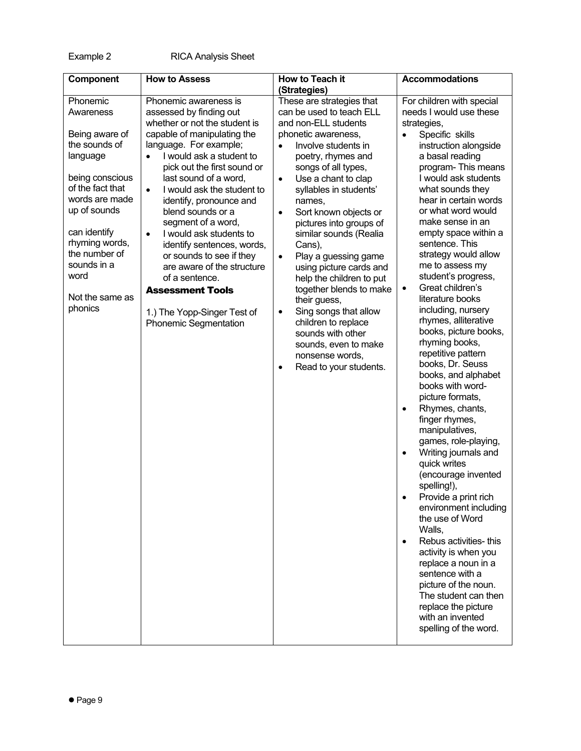Example 2 RICA Analysis Sheet

| Component | How to Assess | How to Teach it (Strategies) | Accommodations |
|---|---|---|---|
| Phonemic Awareness<br><br>Being aware of the sounds of language<br><br>being conscious of the fact that words are made up of sounds<br><br>can identify rhyming words, the number of sounds in a word<br><br>Not the same as phonics | Phonemic awareness is assessed by finding out whether or not the student is capable of manipulating the language. For example;<br>• I would ask a student to pick out the first sound or last sound of a word,<br>• I would ask the student to identify, pronounce and blend sounds or a segment of a word,<br>• I would ask students to identify sentences, words, or sounds to see if they are aware of the structure of a sentence.<br>**Assessment Tools**<br><br>1.) The Yopp-Singer Test of Phonemic Segmentation | These are strategies that can be used to teach ELL and non-ELL students phonetic awareness,<br>• Involve students in poetry, rhymes and songs of all types,<br>• Use a chant to clap syllables in students' names,<br>• Sort known objects or pictures into groups of similar sounds (Realia Cans),<br>• Play a guessing game using picture cards and help the children to put together blends to make their guess,<br>• Sing songs that allow children to replace sounds with other sounds, even to make nonsense words,<br>• Read to your students. | For children with special needs I would use these strategies,<br>• Specific skills instruction alongside a basal reading program- This means I would ask students what sounds they hear in certain words or what word would make sense in an empty space within a sentence. This strategy would allow me to assess my student's progress,<br>• Great children's literature books including, nursery rhymes, alliterative books, picture books, rhyming books, repetitive pattern books, Dr. Seuss books, and alphabet books with word-picture formats,<br>• Rhymes, chants, finger rhymes, manipulatives, games, role-playing,<br>• Writing journals and quick writes (encourage invented spelling!),<br>• Provide a print rich environment including the use of Word Walls,<br>• Rebus activities- this activity is when you replace a noun in a sentence with a picture of the noun. The student can then replace the picture with an invented spelling of the word. |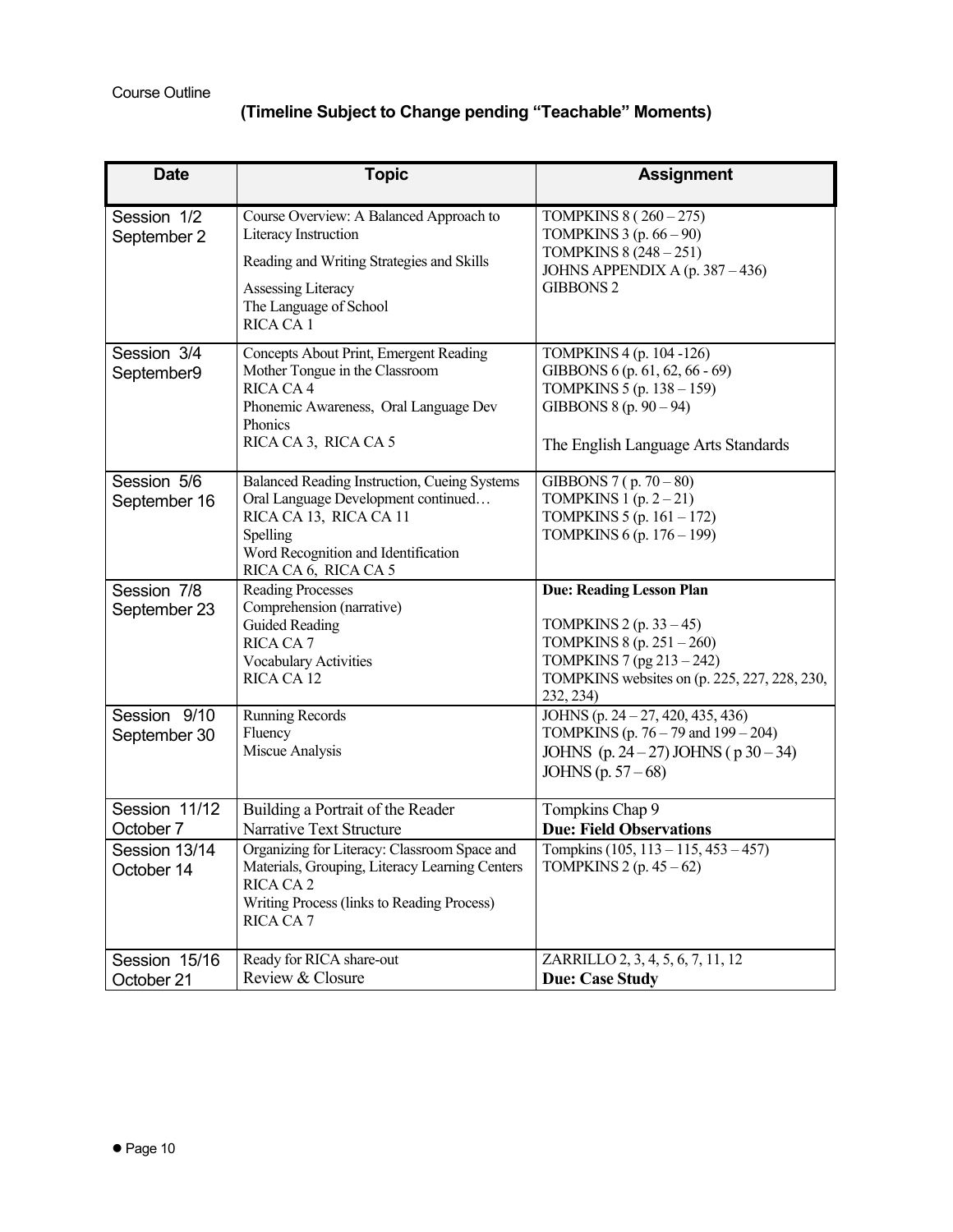Course Outline

**(Timeline Subject to Change pending "Teachable" Moments)**

| Date | Topic | Assignment |
|---|---|---|
| Session 1/2<br>September 2 | Course Overview: A Balanced Approach to Literacy Instruction<br>Reading and Writing Strategies and Skills<br>Assessing Literacy<br>The Language of School<br>RICA CA 1 | TOMPKINS 8 ( 260 – 275)<br>TOMPKINS 3 (p. 66 – 90)<br>TOMPKINS 8 (248 – 251)<br>JOHNS APPENDIX A (p. 387 – 436)<br>GIBBONS 2 |
| Session 3/4<br>September9 | Concepts About Print, Emergent Reading<br>Mother Tongue in the Classroom<br>RICA CA 4<br>Phonemic Awareness, Oral Language Dev<br>Phonics<br>RICA CA 3, RICA CA 5 | TOMPKINS 4 (p. 104 -126)<br>GIBBONS 6 (p. 61, 62, 66 - 69)<br>TOMPKINS 5 (p. 138 – 159)<br>GIBBONS 8 (p. 90 – 94)<br>The English Language Arts Standards |
| Session 5/6<br>September 16 | Balanced Reading Instruction, Cueing Systems<br>Oral Language Development continued…<br>RICA CA 13, RICA CA 11<br>Spelling<br>Word Recognition and Identification<br>RICA CA 6, RICA CA 5 | GIBBONS 7 ( p. 70 – 80)<br>TOMPKINS 1 (p. 2 – 21)<br>TOMPKINS 5 (p. 161 – 172)<br>TOMPKINS 6 (p. 176 – 199) |
| Session 7/8<br>September 23 | Reading Processes<br>Comprehension (narrative)<br>Guided Reading<br>RICA CA 7<br>Vocabulary Activities<br>RICA CA 12 | **Due: Reading Lesson Plan**<br>TOMPKINS 2 (p. 33 – 45)<br>TOMPKINS 8 (p. 251 – 260)<br>TOMPKINS 7 (pg 213 – 242)<br>TOMPKINS websites on (p. 225, 227, 228, 230, 232, 234) |
| Session 9/10<br>September 30 | Running Records<br>Fluency<br>Miscue Analysis | JOHNS (p. 24 – 27, 420, 435, 436)<br>TOMPKINS (p. 76 – 79 and 199 – 204)<br>JOHNS (p. 24 – 27) JOHNS ( p 30 – 34)<br>JOHNS (p. 57 – 68) |
| Session 11/12<br>October 7 | Building a Portrait of the Reader<br>Narrative Text Structure | Tompkins Chap 9<br>**Due: Field Observations** |
| Session 13/14<br>October 14 | Organizing for Literacy: Classroom Space and Materials, Grouping, Literacy Learning Centers<br>RICA CA 2<br>Writing Process (links to Reading Process)<br>RICA CA 7 | Tompkins (105, 113 – 115, 453 – 457)<br>TOMPKINS 2 (p. 45 – 62) |
| Session 15/16<br>October 21 | Ready for RICA share-out<br>Review & Closure | ZARRILLO 2, 3, 4, 5, 6, 7, 11, 12<br>**Due: Case Study** |